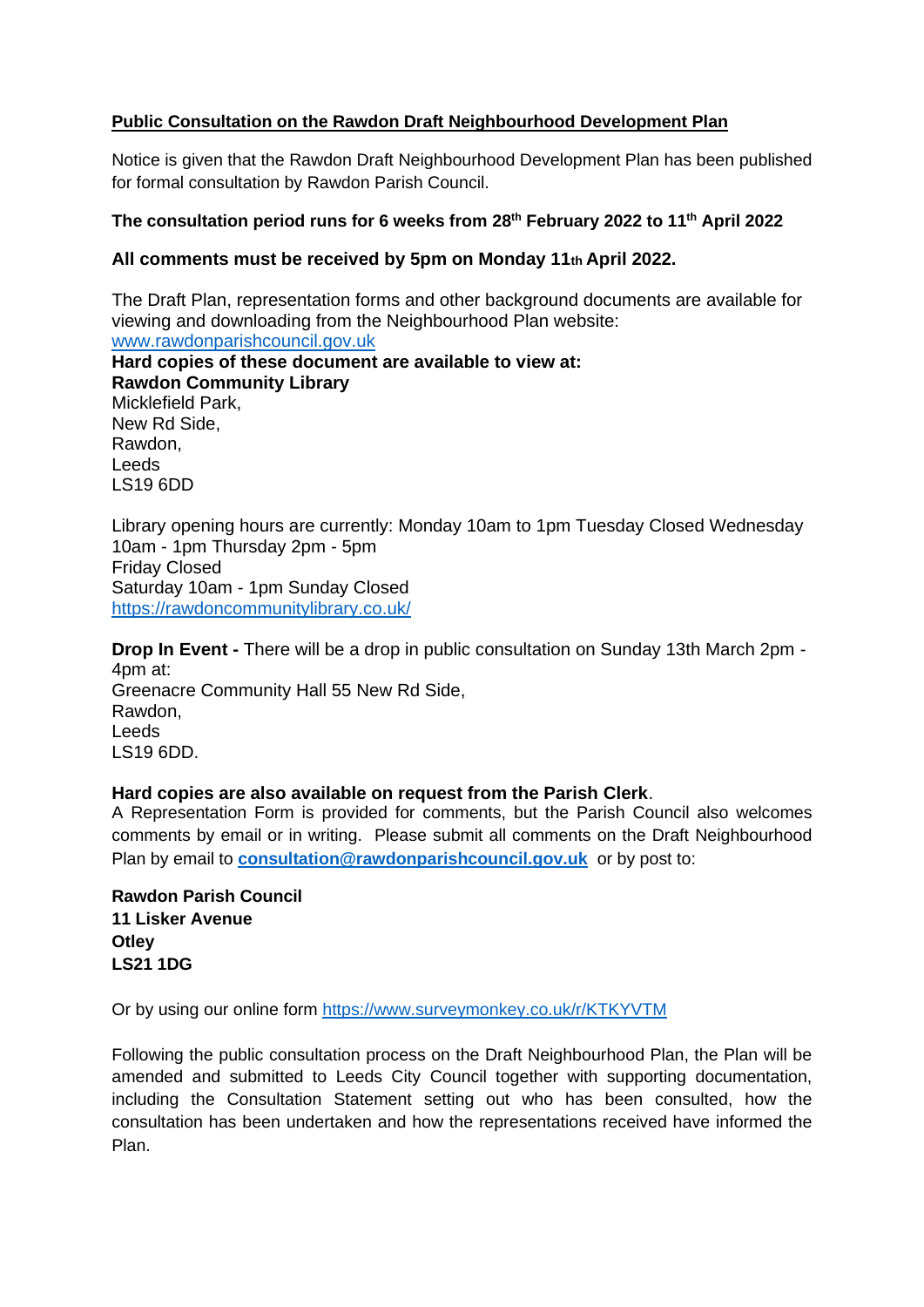**Public Consultation on the Rawdon Draft Neighbourhood Development Plan**

Notice is given that the Rawdon Draft Neighbourhood Development Plan has been published for formal consultation by Rawdon Parish Council.

**The consultation period runs for 6 weeks from 28th February 2022 to 11th April 2022**

**All comments must be received by 5pm on Monday 11th April 2022.**

The Draft Plan, representation forms and other background documents are available for viewing and downloading from the Neighbourhood Plan website: www.rawdonparishcouncil.gov.uk

**Hard copies of these document are available to view at:**
**Rawdon Community Library**
Micklefield Park,
New Rd Side,
Rawdon,
Leeds
LS19 6DD

Library opening hours are currently: Monday 10am to 1pm Tuesday Closed Wednesday 10am - 1pm Thursday 2pm - 5pm
Friday Closed
Saturday 10am - 1pm Sunday Closed
https://rawdoncommunitylibrary.co.uk/

**Drop In Event -** There will be a drop in public consultation on Sunday 13th March 2pm - 4pm at:
Greenacre Community Hall 55 New Rd Side,
Rawdon,
Leeds
LS19 6DD.

**Hard copies are also available on request from the Parish Clerk**.
A Representation Form is provided for comments, but the Parish Council also welcomes comments by email or in writing. Please submit all comments on the Draft Neighbourhood Plan by email to **consultation@rawdonparishcouncil.gov.uk** or by post to:

**Rawdon Parish Council**
**11 Lisker Avenue**
**Otley**
**LS21 1DG**

Or by using our online form https://www.surveymonkey.co.uk/r/KTKYVTM

Following the public consultation process on the Draft Neighbourhood Plan, the Plan will be amended and submitted to Leeds City Council together with supporting documentation, including the Consultation Statement setting out who has been consulted, how the consultation has been undertaken and how the representations received have informed the Plan.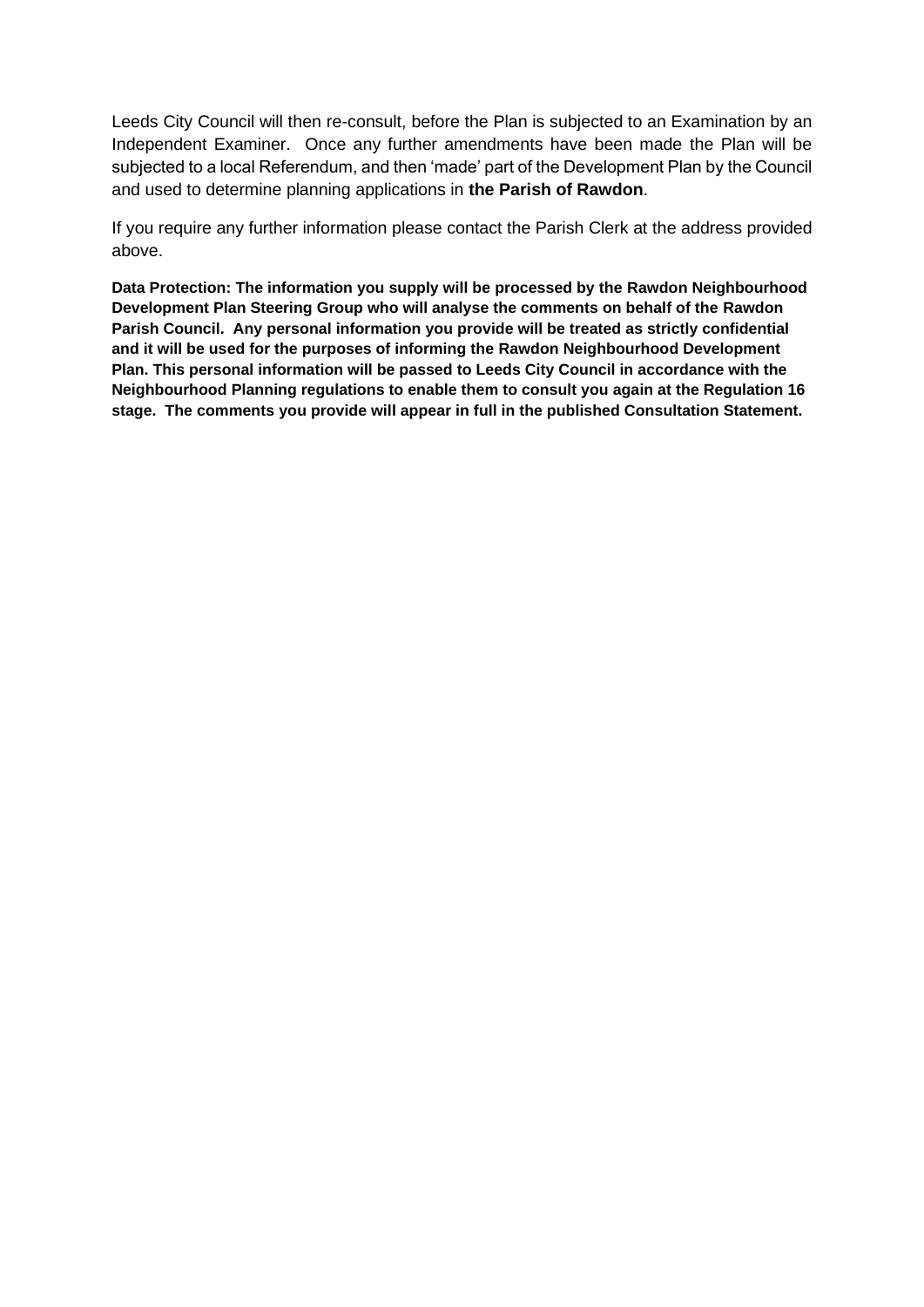Leeds City Council will then re-consult, before the Plan is subjected to an Examination by an Independent Examiner. Once any further amendments have been made the Plan will be subjected to a local Referendum, and then 'made' part of the Development Plan by the Council and used to determine planning applications in **the Parish of Rawdon**.

If you require any further information please contact the Parish Clerk at the address provided above.

**Data Protection: The information you supply will be processed by the Rawdon Neighbourhood Development Plan Steering Group who will analyse the comments on behalf of the Rawdon Parish Council. Any personal information you provide will be treated as strictly confidential and it will be used for the purposes of informing the Rawdon Neighbourhood Development Plan. This personal information will be passed to Leeds City Council in accordance with the Neighbourhood Planning regulations to enable them to consult you again at the Regulation 16 stage. The comments you provide will appear in full in the published Consultation Statement.**